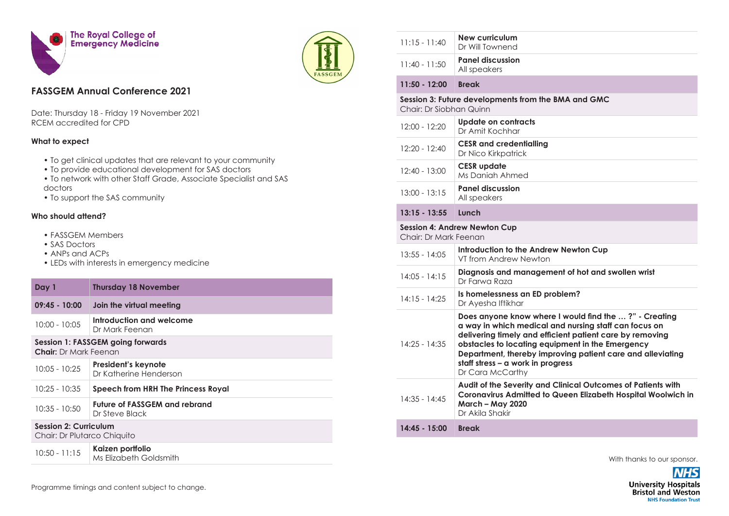The Royal College of Emergency Medicine

FASSGEM

## FASSGEM Annual Conference 2021

Date: Thursday 18 - Friday 19 November 2021
RCEM accredited for CPD

**What to expect**

- To get clinical updates that are relevant to your community
- To provide educational development for SAS doctors
- To network with other Staff Grade, Associate Specialist and SAS doctors
- To support the SAS community

**Who should attend?**

- FASSGEM Members
- SAS Doctors
- ANPs and ACPs
- LEDs with interests in emergency medicine

| Day 1 | Thursday 18 November |
|---|---|
| **09:45 - 10:00** | **Join the virtual meeting** |
| 10:00 - 10:05 | **Introduction and welcome**<br>Dr Mark Feenan |
| **Session 1: FASSGEM going forwards**<br>**Chair:** Dr Mark Feenan | |
| 10:05 - 10:25 | **President's keynote**<br>Dr Katherine Henderson |
| 10:25 - 10:35 | **Speech from HRH The Princess Royal** |
| 10:35 - 10:50 | **Future of FASSGEM and rebrand**<br>Dr Steve Black |
| **Session 2: Curriculum**<br>Chair: Dr Plutarco Chiquito | |
| 10:50 - 11:15 | **Kaizen portfolio**<br>Ms Elizabeth Goldsmith |
| 11:15 - 11:40 | **New curriculum**<br>Dr Will Townend |
| 11:40 - 11:50 | **Panel discussion**<br>All speakers |
| **11:50 - 12:00** | **Break** |
| **Session 3: Future developments from the BMA and GMC**<br>Chair: Dr Siobhan Quinn | |
| 12:00 - 12:20 | **Update on contracts**<br>Dr Amit Kochhar |
| 12:20 - 12:40 | **CESR and credentialling**<br>Dr Nico Kirkpatrick |
| 12:40 - 13:00 | **CESR update**<br>Ms Daniah Ahmed |
| 13:00 - 13:15 | **Panel discussion**<br>All speakers |
| **13:15 - 13:55** | **Lunch** |
| **Session 4: Andrew Newton Cup**<br>Chair: Dr Mark Feenan | |
| 13:55 - 14:05 | **Introduction to the Andrew Newton Cup**<br>VT from Andrew Newton |
| 14:05 - 14:15 | **Diagnosis and management of hot and swollen wrist**<br>Dr Farwa Raza |
| 14:15 - 14:25 | **Is homelessness an ED problem?**<br>Dr Ayesha Iftikhar |
| 14:25 - 14:35 | **Does anyone know where I would find the … ?" - Creating a way in which medical and nursing staff can focus on delivering timely and efficient patient care by removing obstacles to locating equipment in the Emergency Department, thereby improving patient care and alleviating staff stress – a work in progress**<br>Dr Cara McCarthy |
| 14:35 - 14:45 | **Audit of the Severity and Clinical Outcomes of Patients with Coronavirus Admitted to Queen Elizabeth Hospital Woolwich in March – May 2020**<br>Dr Akila Shakir |
| **14:45 - 15:00** | **Break** |

Programme timings and content subject to change.

With thanks to our sponsor.

NHS University Hospitals Bristol and Weston NHS Foundation Trust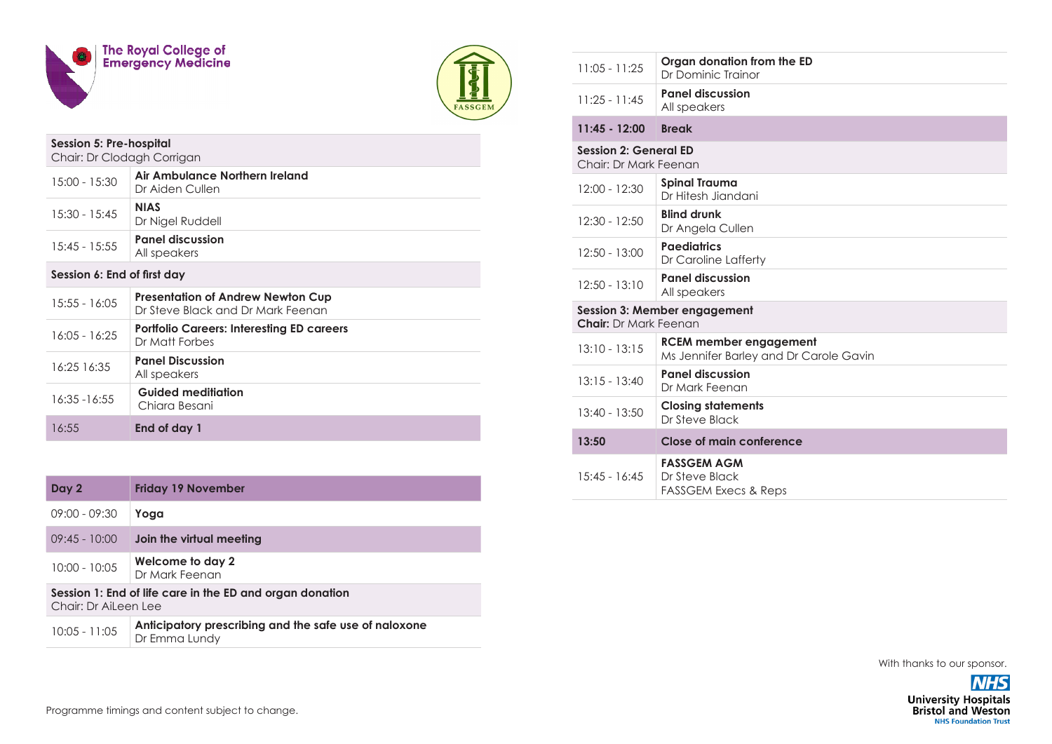The Royal College of Emergency Medicine

FASSGEM

| | |
|---|---|
| **Session 5: Pre-hospital** Chair: Dr Clodagh Corrigan | |
| 15:00 - 15:30 | **Air Ambulance Northern Ireland** Dr Aiden Cullen |
| 15:30 - 15:45 | **NIAS** Dr Nigel Ruddell |
| 15:45 - 15:55 | **Panel discussion** All speakers |
| **Session 6: End of first day** | |
| 15:55 - 16:05 | **Presentation of Andrew Newton Cup** Dr Steve Black and Dr Mark Feenan |
| 16:05 - 16:25 | **Portfolio Careers: Interesting ED careers** Dr Matt Forbes |
| 16:25 16:35 | **Panel Discussion** All speakers |
| 16:35 -16:55 | **Guided meditiation** Chiara Besani |
| 16:55 | **End of day 1** |

| **Day 2** | **Friday 19 November** |
|---|---|
| 09:00 - 09:30 | **Yoga** |
| 09:45 - 10:00 | **Join the virtual meeting** |
| 10:00 - 10:05 | **Welcome to day 2** Dr Mark Feenan |
| **Session 1: End of life care in the ED and organ donation** Chair: Dr AiLeen Lee | |
| 10:05 - 11:05 | **Anticipatory prescribing and the safe use of naloxone** Dr Emma Lundy |
| 11:05 - 11:25 | **Organ donation from the ED** Dr Dominic Trainor |
| 11:25 - 11:45 | **Panel discussion** All speakers |
| **11:45 - 12:00** | **Break** |
| **Session 2: General ED** Chair: Dr Mark Feenan | |
| 12:00 - 12:30 | **Spinal Trauma** Dr Hitesh Jiandani |
| 12:30 - 12:50 | **Blind drunk** Dr Angela Cullen |
| 12:50 - 13:00 | **Paediatrics** Dr Caroline Lafferty |
| 12:50 - 13:10 | **Panel discussion** All speakers |
| **Session 3: Member engagement** **Chair:** Dr Mark Feenan | |
| 13:10 - 13:15 | **RCEM member engagement** Ms Jennifer Barley and Dr Carole Gavin |
| 13:15 - 13:40 | **Panel discussion** Dr Mark Feenan |
| 13:40 - 13:50 | **Closing statements** Dr Steve Black |
| **13:50** | **Close of main conference** |
| 15:45 - 16:45 | **FASSGEM AGM** Dr Steve Black FASSGEM Execs & Reps |

Programme timings and content subject to change.

With thanks to our sponsor.

NHS University Hospitals Bristol and Weston NHS Foundation Trust